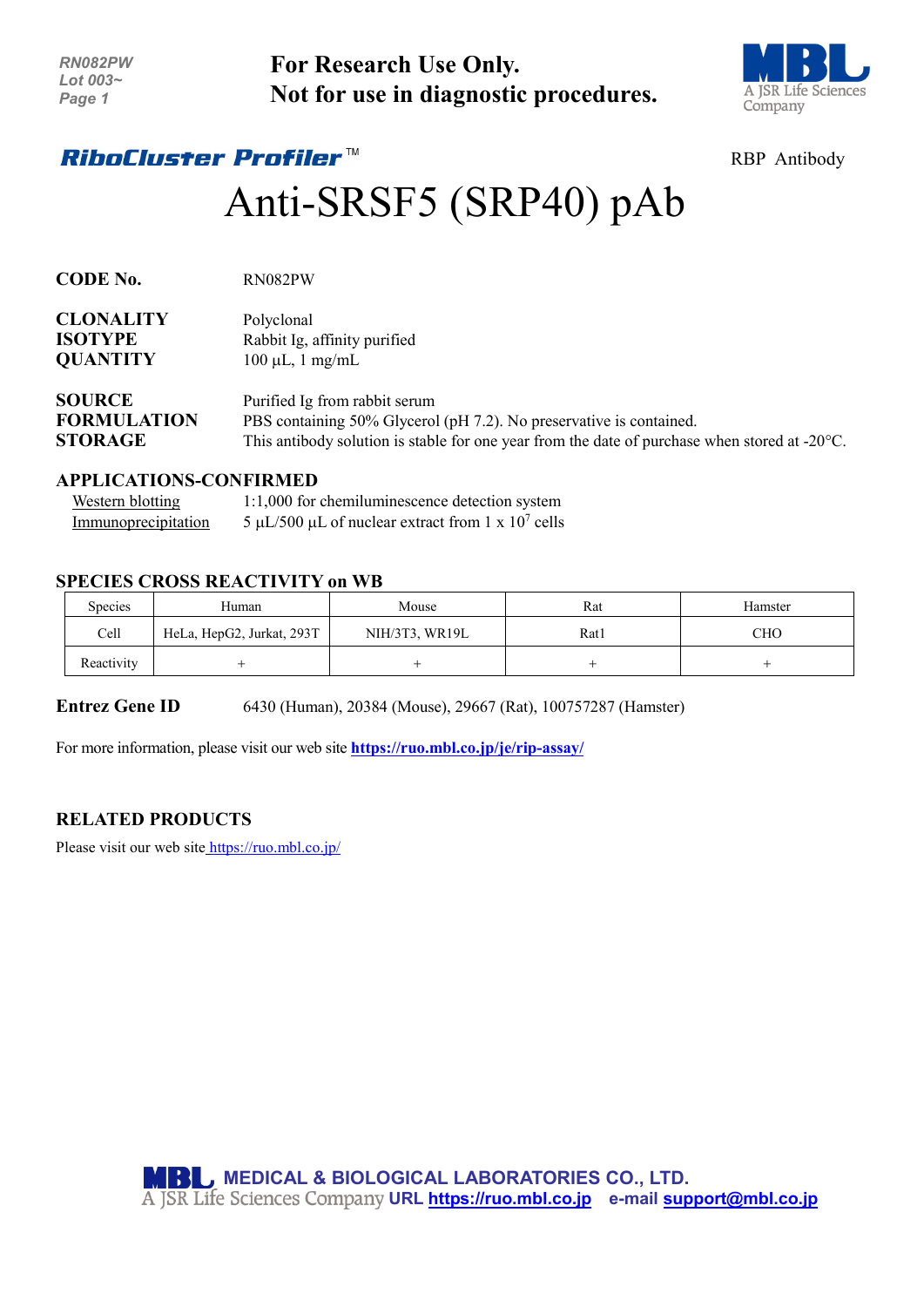**For Research Use Only.**
**Not for use in diagnostic procedures.**

***RiboCluster Profiler*™** RBP Antibody

# Anti-SRSF5 (SRP40) pAb

**CODE No.** RN082PW

**CLONALITY** Polyclonal
**ISOTYPE** Rabbit Ig, affinity purified
**QUANTITY** 100 µL, 1 mg/mL

**SOURCE** Purified Ig from rabbit serum
**FORMULATION** PBS containing 50% Glycerol (pH 7.2). No preservative is contained.
**STORAGE** This antibody solution is stable for one year from the date of purchase when stored at -20°C.

## APPLICATIONS-CONFIRMED

Western blotting: 1:1,000 for chemiluminescence detection system
Immunoprecipitation: 5 µL/500 µL of nuclear extract from 1 x $10^7$ cells

## SPECIES CROSS REACTIVITY on WB

| Species | Human | Mouse | Rat | Hamster |
|---|---|---|---|---|
| Cell | HeLa, HepG2, Jurkat, 293T | NIH/3T3, WR19L | Rat1 | CHO |
| Reactivity | + | + | + | + |

**Entrez Gene ID** 6430 (Human), 20384 (Mouse), 29667 (Rat), 100757287 (Hamster)

For more information, please visit our web site **https://ruo.mbl.co.jp/je/rip-assay/**

## RELATED PRODUCTS

Please visit our web site https://ruo.mbl.co.jp/

**MEDICAL & BIOLOGICAL LABORATORIES CO., LTD.**
A JSR Life Sciences Company **URL https://ruo.mbl.co.jp e-mail support@mbl.co.jp**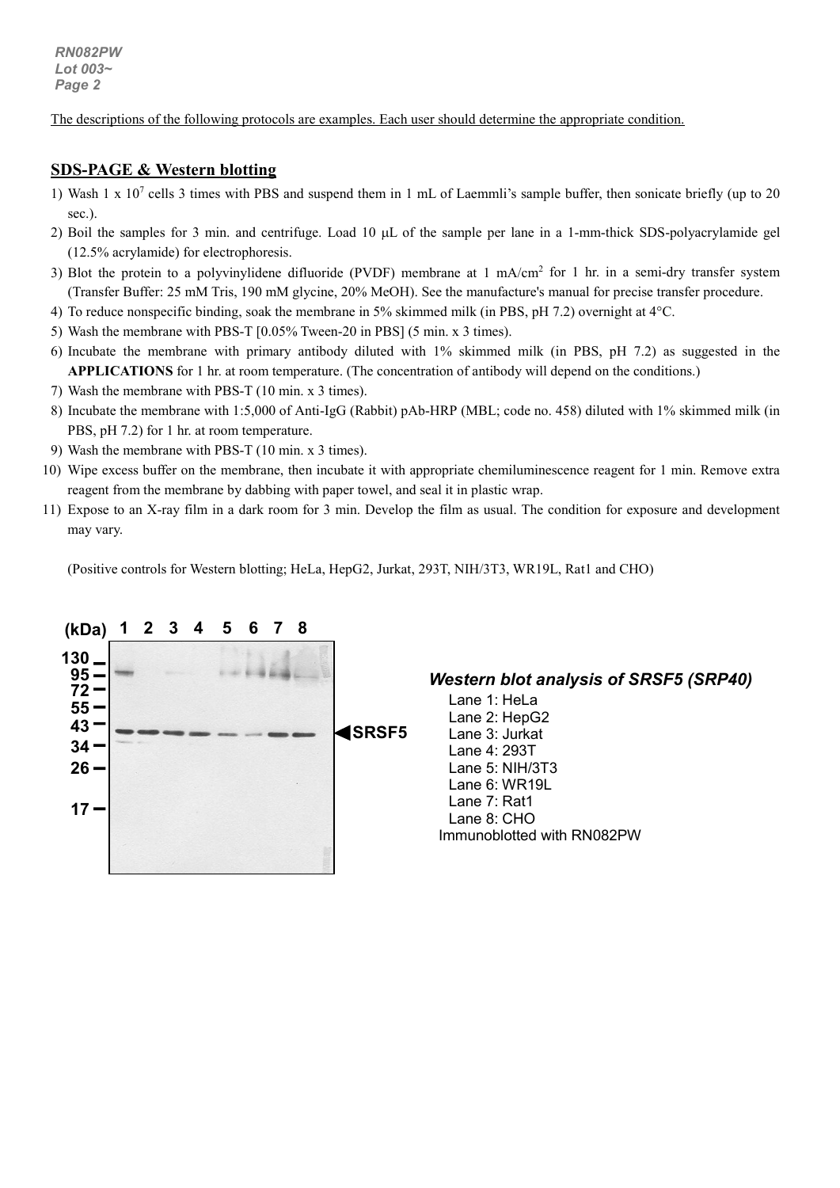The descriptions of the following protocols are examples. Each user should determine the appropriate condition.

## SDS-PAGE & Western blotting

1) Wash 1 x $10^7$ cells 3 times with PBS and suspend them in 1 mL of Laemmli's sample buffer, then sonicate briefly (up to 20 sec.).
2) Boil the samples for 3 min. and centrifuge. Load 10 μL of the sample per lane in a 1-mm-thick SDS-polyacrylamide gel (12.5% acrylamide) for electrophoresis.
3) Blot the protein to a polyvinylidene difluoride (PVDF) membrane at 1 mA/cm$^2$ for 1 hr. in a semi-dry transfer system (Transfer Buffer: 25 mM Tris, 190 mM glycine, 20% MeOH). See the manufacture's manual for precise transfer procedure.
4) To reduce nonspecific binding, soak the membrane in 5% skimmed milk (in PBS, pH 7.2) overnight at 4°C.
5) Wash the membrane with PBS-T [0.05% Tween-20 in PBS] (5 min. x 3 times).
6) Incubate the membrane with primary antibody diluted with 1% skimmed milk (in PBS, pH 7.2) as suggested in the **APPLICATIONS** for 1 hr. at room temperature. (The concentration of antibody will depend on the conditions.)
7) Wash the membrane with PBS-T (10 min. x 3 times).
8) Incubate the membrane with 1:5,000 of Anti-IgG (Rabbit) pAb-HRP (MBL; code no. 458) diluted with 1% skimmed milk (in PBS, pH 7.2) for 1 hr. at room temperature.
9) Wash the membrane with PBS-T (10 min. x 3 times).
10) Wipe excess buffer on the membrane, then incubate it with appropriate chemiluminescence reagent for 1 min. Remove extra reagent from the membrane by dabbing with paper towel, and seal it in plastic wrap.
11) Expose to an X-ray film in a dark room for 3 min. Develop the film as usual. The condition for exposure and development may vary.

(Positive controls for Western blotting; HeLa, HepG2, Jurkat, 293T, NIH/3T3, WR19L, Rat1 and CHO)

***Western blot analysis of SRSF5 (SRP40)***

Lane 1: HeLa
Lane 2: HepG2
Lane 3: Jurkat
Lane 4: 293T
Lane 5: NIH/3T3
Lane 6: WR19L
Lane 7: Rat1
Lane 8: CHO
Immunoblotted with RN082PW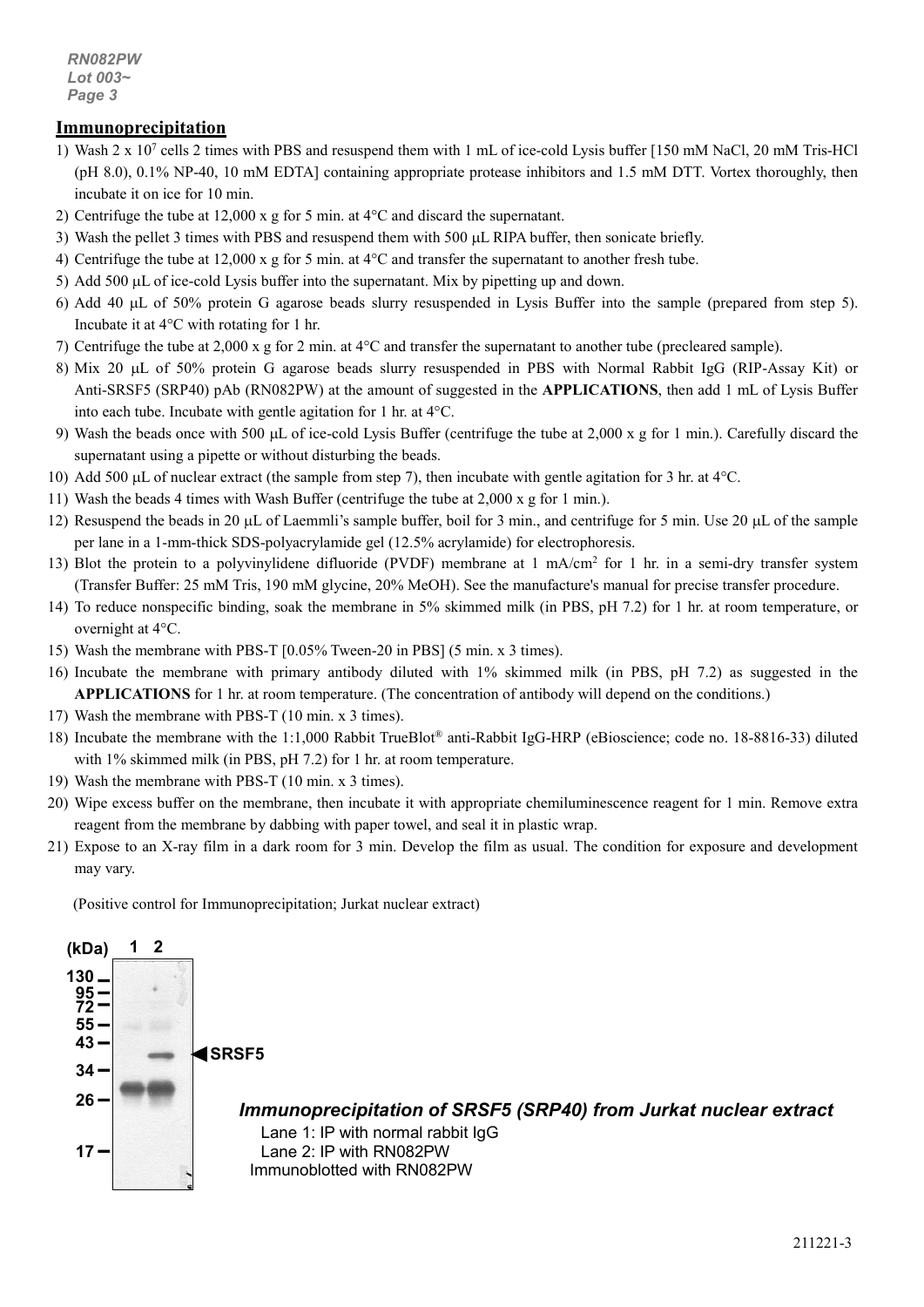## Immunoprecipitation

1) Wash 2 x $10^7$ cells 2 times with PBS and resuspend them with 1 mL of ice-cold Lysis buffer [150 mM NaCl, 20 mM Tris-HCl (pH 8.0), 0.1% NP-40, 10 mM EDTA] containing appropriate protease inhibitors and 1.5 mM DTT. Vortex thoroughly, then incubate it on ice for 10 min.
2) Centrifuge the tube at 12,000 x g for 5 min. at 4°C and discard the supernatant.
3) Wash the pellet 3 times with PBS and resuspend them with 500 µL RIPA buffer, then sonicate briefly.
4) Centrifuge the tube at 12,000 x g for 5 min. at 4°C and transfer the supernatant to another fresh tube.
5) Add 500 µL of ice-cold Lysis buffer into the supernatant. Mix by pipetting up and down.
6) Add 40 µL of 50% protein G agarose beads slurry resuspended in Lysis Buffer into the sample (prepared from step 5). Incubate it at 4°C with rotating for 1 hr.
7) Centrifuge the tube at 2,000 x g for 2 min. at 4°C and transfer the supernatant to another tube (precleared sample).
8) Mix 20 µL of 50% protein G agarose beads slurry resuspended in PBS with Normal Rabbit IgG (RIP-Assay Kit) or Anti-SRSF5 (SRP40) pAb (RN082PW) at the amount of suggested in the **APPLICATIONS**, then add 1 mL of Lysis Buffer into each tube. Incubate with gentle agitation for 1 hr. at 4°C.
9) Wash the beads once with 500 µL of ice-cold Lysis Buffer (centrifuge the tube at 2,000 x g for 1 min.). Carefully discard the supernatant using a pipette or without disturbing the beads.
10) Add 500 µL of nuclear extract (the sample from step 7), then incubate with gentle agitation for 3 hr. at 4°C.
11) Wash the beads 4 times with Wash Buffer (centrifuge the tube at 2,000 x g for 1 min.).
12) Resuspend the beads in 20 µL of Laemmli's sample buffer, boil for 3 min., and centrifuge for 5 min. Use 20 µL of the sample per lane in a 1-mm-thick SDS-polyacrylamide gel (12.5% acrylamide) for electrophoresis.
13) Blot the protein to a polyvinylidene difluoride (PVDF) membrane at 1 mA/cm$^2$ for 1 hr. in a semi-dry transfer system (Transfer Buffer: 25 mM Tris, 190 mM glycine, 20% MeOH). See the manufacture's manual for precise transfer procedure.
14) To reduce nonspecific binding, soak the membrane in 5% skimmed milk (in PBS, pH 7.2) for 1 hr. at room temperature, or overnight at 4°C.
15) Wash the membrane with PBS-T [0.05% Tween-20 in PBS] (5 min. x 3 times).
16) Incubate the membrane with primary antibody diluted with 1% skimmed milk (in PBS, pH 7.2) as suggested in the **APPLICATIONS** for 1 hr. at room temperature. (The concentration of antibody will depend on the conditions.)
17) Wash the membrane with PBS-T (10 min. x 3 times).
18) Incubate the membrane with the 1:1,000 Rabbit TrueBlot® anti-Rabbit IgG-HRP (eBioscience; code no. 18-8816-33) diluted with 1% skimmed milk (in PBS, pH 7.2) for 1 hr. at room temperature.
19) Wash the membrane with PBS-T (10 min. x 3 times).
20) Wipe excess buffer on the membrane, then incubate it with appropriate chemiluminescence reagent for 1 min. Remove extra reagent from the membrane by dabbing with paper towel, and seal it in plastic wrap.
21) Expose to an X-ray film in a dark room for 3 min. Develop the film as usual. The condition for exposure and development may vary.

(Positive control for Immunoprecipitation; Jurkat nuclear extract)

(kDa) 1 2
130
95
72
55
43
34
26
17
SRSF5

*Immunoprecipitation of SRSF5 (SRP40) from Jurkat nuclear extract*

Lane 1: IP with normal rabbit IgG
Lane 2: IP with RN082PW
Immunoblotted with RN082PW

211221-3